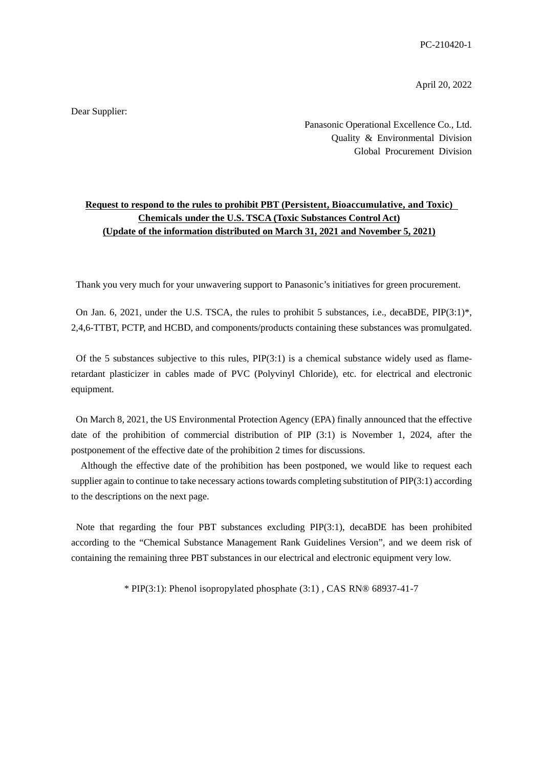PC-210420-1

April 20, 2022

Dear Supplier:

Panasonic Operational Excellence Co., Ltd.
Quality & Environmental Division
Global Procurement Division

**Request to respond to the rules to prohibit PBT (Persistent, Bioaccumulative, and Toxic) Chemicals under the U.S. TSCA (Toxic Substances Control Act)**
**(Update of the information distributed on March 31, 2021 and November 5, 2021)**

Thank you very much for your unwavering support to Panasonic's initiatives for green procurement.

On Jan. 6, 2021, under the U.S. TSCA, the rules to prohibit 5 substances, i.e., decaBDE, PIP(3:1)*, 2,4,6-TTBT, PCTP, and HCBD, and components/products containing these substances was promulgated.

Of the 5 substances subjective to this rules, PIP(3:1) is a chemical substance widely used as flame-retardant plasticizer in cables made of PVC (Polyvinyl Chloride), etc. for electrical and electronic equipment.

On March 8, 2021, the US Environmental Protection Agency (EPA) finally announced that the effective date of the prohibition of commercial distribution of PIP (3:1) is November 1, 2024, after the postponement of the effective date of the prohibition 2 times for discussions.

Although the effective date of the prohibition has been postponed, we would like to request each supplier again to continue to take necessary actions towards completing substitution of PIP(3:1) according to the descriptions on the next page.

Note that regarding the four PBT substances excluding PIP(3:1), decaBDE has been prohibited according to the "Chemical Substance Management Rank Guidelines Version", and we deem risk of containing the remaining three PBT substances in our electrical and electronic equipment very low.

* PIP(3:1): Phenol isopropylated phosphate (3:1) , CAS RN® 68937-41-7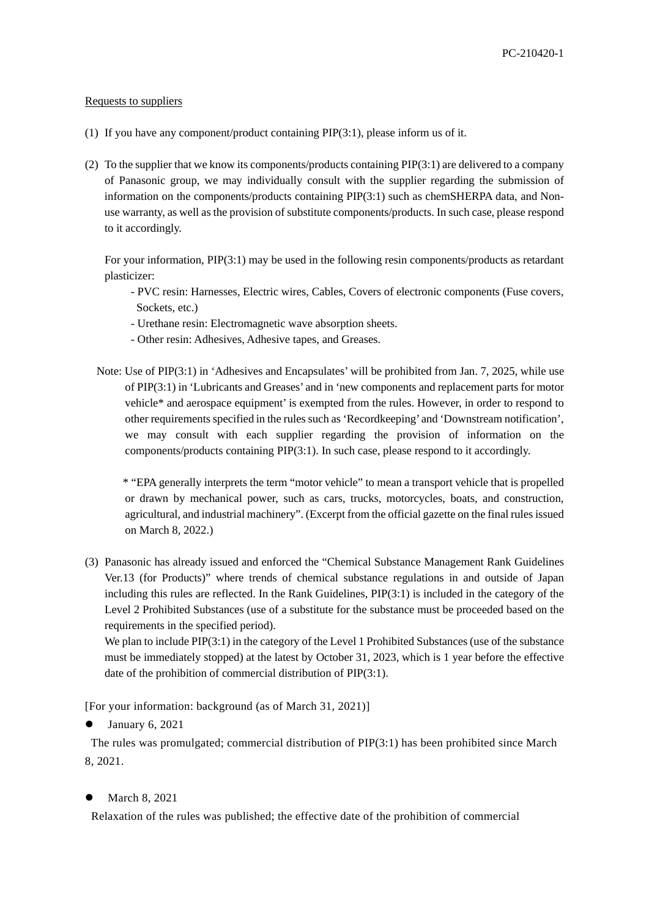Requests to suppliers

(1) If you have any component/product containing PIP(3:1), please inform us of it.

(2) To the supplier that we know its components/products containing PIP(3:1) are delivered to a company of Panasonic group, we may individually consult with the supplier regarding the submission of information on the components/products containing PIP(3:1) such as chemSHERPA data, and Non-use warranty, as well as the provision of substitute components/products. In such case, please respond to it accordingly.

   For your information, PIP(3:1) may be used in the following resin components/products as retardant plasticizer:
   - PVC resin: Harnesses, Electric wires, Cables, Covers of electronic components (Fuse covers, Sockets, etc.)
   - Urethane resin: Electromagnetic wave absorption sheets.
   - Other resin: Adhesives, Adhesive tapes, and Greases.

   Note: Use of PIP(3:1) in 'Adhesives and Encapsulates' will be prohibited from Jan. 7, 2025, while use of PIP(3:1) in 'Lubricants and Greases' and in 'new components and replacement parts for motor vehicle* and aerospace equipment' is exempted from the rules. However, in order to respond to other requirements specified in the rules such as 'Recordkeeping' and 'Downstream notification', we may consult with each supplier regarding the provision of information on the components/products containing PIP(3:1). In such case, please respond to it accordingly.

   * "EPA generally interprets the term "motor vehicle" to mean a transport vehicle that is propelled or drawn by mechanical power, such as cars, trucks, motorcycles, boats, and construction, agricultural, and industrial machinery". (Excerpt from the official gazette on the final rules issued on March 8, 2022.)

(3) Panasonic has already issued and enforced the "Chemical Substance Management Rank Guidelines Ver.13 (for Products)" where trends of chemical substance regulations in and outside of Japan including this rules are reflected. In the Rank Guidelines, PIP(3:1) is included in the category of the Level 2 Prohibited Substances (use of a substitute for the substance must be proceeded based on the requirements in the specified period).
   We plan to include PIP(3:1) in the category of the Level 1 Prohibited Substances (use of the substance must be immediately stopped) at the latest by October 31, 2023, which is 1 year before the effective date of the prohibition of commercial distribution of PIP(3:1).

[For your information: background (as of March 31, 2021)]

- January 6, 2021

  The rules was promulgated; commercial distribution of PIP(3:1) has been prohibited since March 8, 2021.

- March 8, 2021

  Relaxation of the rules was published; the effective date of the prohibition of commercial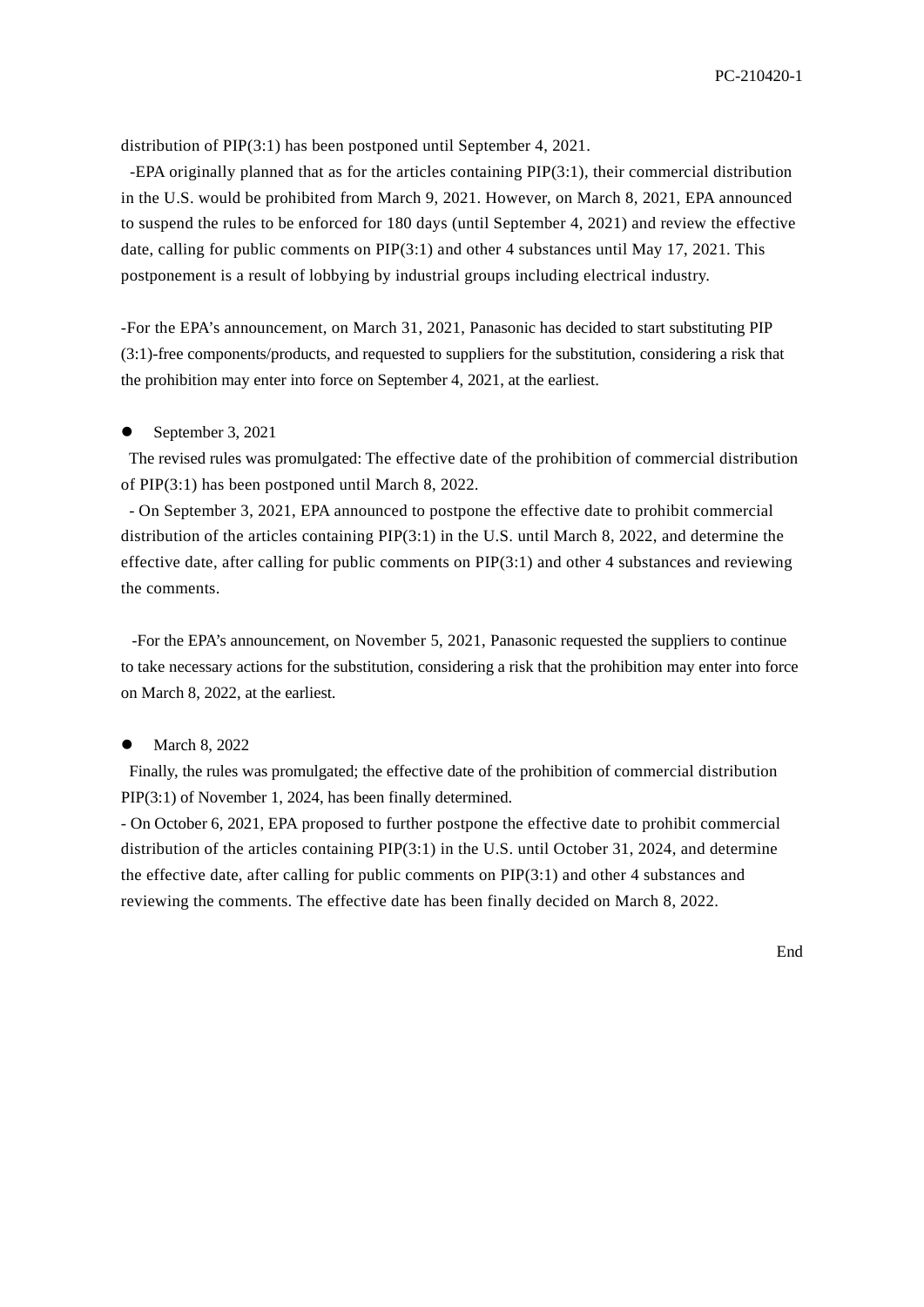distribution of PIP(3:1) has been postponed until September 4, 2021.

-EPA originally planned that as for the articles containing PIP(3:1), their commercial distribution in the U.S. would be prohibited from March 9, 2021. However, on March 8, 2021, EPA announced to suspend the rules to be enforced for 180 days (until September 4, 2021) and review the effective date, calling for public comments on PIP(3:1) and other 4 substances until May 17, 2021. This postponement is a result of lobbying by industrial groups including electrical industry.

-For the EPA's announcement, on March 31, 2021, Panasonic has decided to start substituting PIP (3:1)-free components/products, and requested to suppliers for the substitution, considering a risk that the prohibition may enter into force on September 4, 2021, at the earliest.

- September 3, 2021

The revised rules was promulgated: The effective date of the prohibition of commercial distribution of PIP(3:1) has been postponed until March 8, 2022.

- On September 3, 2021, EPA announced to postpone the effective date to prohibit commercial distribution of the articles containing PIP(3:1) in the U.S. until March 8, 2022, and determine the effective date, after calling for public comments on PIP(3:1) and other 4 substances and reviewing the comments.

-For the EPA's announcement, on November 5, 2021, Panasonic requested the suppliers to continue to take necessary actions for the substitution, considering a risk that the prohibition may enter into force on March 8, 2022, at the earliest.

- March 8, 2022

Finally, the rules was promulgated; the effective date of the prohibition of commercial distribution PIP(3:1) of November 1, 2024, has been finally determined.

- On October 6, 2021, EPA proposed to further postpone the effective date to prohibit commercial distribution of the articles containing PIP(3:1) in the U.S. until October 31, 2024, and determine the effective date, after calling for public comments on PIP(3:1) and other 4 substances and reviewing the comments. The effective date has been finally decided on March 8, 2022.

End